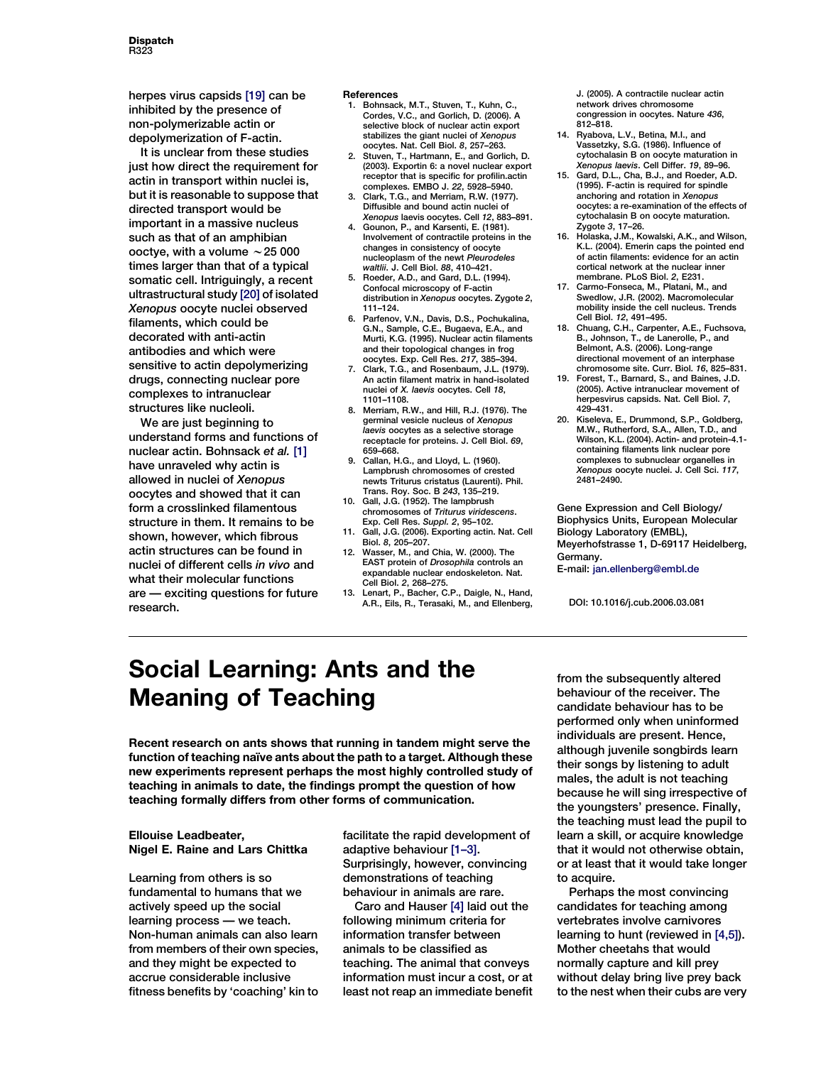herpes virus capsids [19] can be inhibited by the presence of non-polymerizable actin or depolymerization of F-actin.

It is unclear from these studies just how direct the requirement for actin in transport within nuclei is, but it is reasonable to suppose that directed transport would be important in a massive nucleus such as that of an amphibian ooctye, with a volume ~25 000 times larger than that of a typical somatic cell. Intriguingly, a recent ultrastructural study [20] of isolated *Xenopus* oocyte nuclei observed filaments, which could be decorated with anti-actin antibodies and which were sensitive to actin depolymerizing drugs, connecting nuclear pore complexes to intranuclear structures like nucleoli.

We are just beginning to understand forms and functions of nuclear actin. Bohnsack *et al.* [1] have unraveled why actin is allowed in nuclei of *Xenopus* oocytes and showed that it can form a crosslinked filamentous structure in them. It remains to be shown, however, which fibrous actin structures can be found in nuclei of different cells *in vivo* and what their molecular functions are — exciting questions for future research.

**References**

1. Bohnsack, M.T., Stuven, T., Kuhn, C., Cordes, V.C., and Gorlich, D. (2006). A selective block of nuclear actin export stabilizes the giant nuclei of *Xenopus* oocytes. Nat. Cell Biol. *8*, 257–263.
2. Stuven, T., Hartmann, E., and Gorlich, D. (2003). Exportin 6: a novel nuclear export receptor that is specific for profilin.actin complexes. EMBO J. *22*, 5928–5940.
3. Clark, T.G., and Merriam, R.W. (1977). Diffusible and bound actin nuclei of *Xenopus* laevis oocytes. Cell *12*, 883–891.
4. Gounon, P., and Karsenti, E. (1981). Involvement of contractile proteins in the changes in consistency of oocyte nucleoplasm of the newt *Pleurodeles waltlii*. J. Cell Biol. *88*, 410–421.
5. Roeder, A.D., and Gard, D.L. (1994). Confocal microscopy of F-actin distribution in *Xenopus* oocytes. Zygote *2*, 111–124.
6. Parfenov, V.N., Davis, D.S., Pochukalina, G.N., Sample, C.E., Bugaeva, E.A., and Murti, K.G. (1995). Nuclear actin filaments and their topological changes in frog oocytes. Exp. Cell Res. *217*, 385–394.
7. Clark, T.G., and Rosenbaum, J.L. (1979). An actin filament matrix in hand-isolated nuclei of *X. laevis* oocytes. Cell *18*, 1101–1108.
8. Merriam, R.W., and Hill, R.J. (1976). The germinal vesicle nucleus of *Xenopus laevis* oocytes as a selective storage receptacle for proteins. J. Cell Biol. *69*, 659–668.
9. Callan, H.G., and Lloyd, L. (1960). Lampbrush chromosomes of crested newts Triturus cristatus (Laurenti). Phil. Trans. Roy. Soc. B *243*, 135–219.
10. Gall, J.G. (1952). The lampbrush chromosomes of *Triturus viridescens*. Exp. Cell Res. *Suppl. 2*, 95–102.
11. Gall, J.G. (2006). Exporting actin. Nat. Cell Biol. *8*, 205–207.
12. Wasser, M., and Chia, W. (2000). The EAST protein of *Drosophila* controls an expandable nuclear endoskeleton. Nat. Cell Biol. *2*, 268–275.
13. Lenart, P., Bacher, C.P., Daigle, N., Hand, A.R., Eils, R., Terasaki, M., and Ellenberg, J. (2005). A contractile nuclear actin network drives chromosome congression in oocytes. Nature *436*, 812–818.
14. Ryabova, L.V., Betina, M.I., and Vassetzky, S.G. (1986). Influence of cytochalasin B on oocyte maturation in *Xenopus laevis*. Cell Differ. *19*, 89–96.
15. Gard, D.L., Cha, B.J., and Roeder, A.D. (1995). F-actin is required for spindle anchoring and rotation in *Xenopus* oocytes: a re-examination of the effects of cytochalasin B on oocyte maturation. Zygote *3*, 17–26.
16. Holaska, J.M., Kowalski, A.K., and Wilson, K.L. (2004). Emerin caps the pointed end of actin filaments: evidence for an actin cortical network at the nuclear inner membrane. PLoS Biol. *2*, E231.
17. Carmo-Fonseca, M., Platani, M., and Swedlow, J.R. (2002). Macromolecular mobility inside the cell nucleus. Trends Cell Biol. *12*, 491–495.
18. Chuang, C.H., Carpenter, A.E., Fuchsova, B., Johnson, T., de Lanerolle, P., and Belmont, A.S. (2006). Long-range directional movement of an interphase chromosome site. Curr. Biol. *16*, 825–831.
19. Forest, T., Barnard, S., and Baines, J.D. (2005). Active intranuclear movement of herpesvirus capsids. Nat. Cell Biol. *7*, 429–431.
20. Kiseleva, E., Drummond, S.P., Goldberg, M.W., Rutherford, S.A., Allen, T.D., and Wilson, K.L. (2004). Actin- and protein-4.1-containing filaments link nuclear pore complexes to subnuclear organelles in *Xenopus* oocyte nuclei. J. Cell Sci. *117*, 2481–2490.

Gene Expression and Cell Biology/ Biophysics Units, European Molecular Biology Laboratory (EMBL), Meyerhofstrasse 1, D-69117 Heidelberg, Germany.
E-mail: jan.ellenberg@embl.de

DOI: 10.1016/j.cub.2006.03.081

# Social Learning: Ants and the Meaning of Teaching

**Recent research on ants shows that running in tandem might serve the function of teaching naïve ants about the path to a target. Although these new experiments represent perhaps the most highly controlled study of teaching in animals to date, the findings prompt the question of how teaching formally differs from other forms of communication.**

**Ellouise Leadbeater, Nigel E. Raine and Lars Chittka**

Learning from others is so fundamental to humans that we actively speed up the social learning process — we teach. Non-human animals can also learn from members of their own species, and they might be expected to accrue considerable inclusive fitness benefits by 'coaching' kin to facilitate the rapid development of adaptive behaviour [1–3]. Surprisingly, however, convincing demonstrations of teaching behaviour in animals are rare.

Caro and Hauser [4] laid out the following minimum criteria for information transfer between animals to be classified as teaching. The animal that conveys information must incur a cost, or at least not reap an immediate benefit from the subsequently altered behaviour of the receiver. The candidate behaviour has to be performed only when uninformed individuals are present. Hence, although juvenile songbirds learn their songs by listening to adult males, the adult is not teaching because he will sing irrespective of the youngsters' presence. Finally, the teaching must lead the pupil to learn a skill, or acquire knowledge that it would not otherwise obtain, or at least that it would take longer to acquire.

Perhaps the most convincing candidates for teaching among vertebrates involve carnivores learning to hunt (reviewed in [4,5]). Mother cheetahs that would normally capture and kill prey without delay bring live prey back to the nest when their cubs are very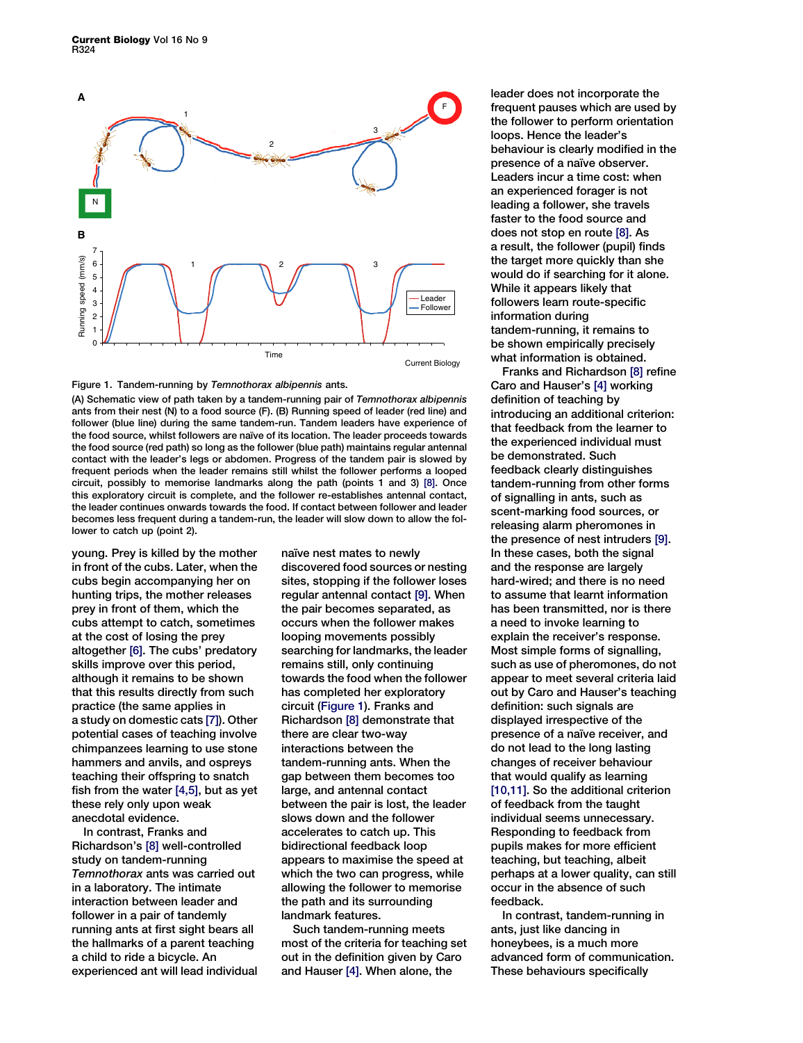Figure 1. Tandem-running by *Temnothorax albipennis* ants.

(A) Schematic view of path taken by a tandem-running pair of *Temnothorax albipennis* ants from their nest (N) to a food source (F). (B) Running speed of leader (red line) and follower (blue line) during the same tandem-run. Tandem leaders have experience of the food source, whilst followers are naïve of its location. The leader proceeds towards the food source (red path) so long as the follower (blue path) maintains regular antennal contact with the leader's legs or abdomen. Progress of the tandem pair is slowed by frequent periods when the leader remains still whilst the follower performs a looped circuit, possibly to memorise landmarks along the path (points 1 and 3) [8]. Once this exploratory circuit is complete, and the follower re-establishes antennal contact, the leader continues onwards towards the food. If contact between follower and leader becomes less frequent during a tandem-run, the leader will slow down to allow the follower to catch up (point 2).

young. Prey is killed by the mother in front of the cubs. Later, when the cubs begin accompanying her on hunting trips, the mother releases prey in front of them, which the cubs attempt to catch, sometimes at the cost of losing the prey altogether [6]. The cubs' predatory skills improve over this period, although it remains to be shown that this results directly from such practice (the same applies in a study on domestic cats [7]). Other potential cases of teaching involve chimpanzees learning to use stone hammers and anvils, and ospreys teaching their offspring to snatch fish from the water [4,5], but as yet these rely only upon weak anecdotal evidence.

In contrast, Franks and Richardson's [8] well-controlled study on tandem-running *Temnothorax* ants was carried out in a laboratory. The intimate interaction between leader and follower in a pair of tandemly running ants at first sight bears all the hallmarks of a parent teaching a child to ride a bicycle. An experienced ant will lead individual naïve nest mates to newly discovered food sources or nesting sites, stopping if the follower loses regular antennal contact [9]. When the pair becomes separated, as occurs when the follower makes looping movements possibly searching for landmarks, the leader remains still, only continuing towards the food when the follower has completed her exploratory circuit (Figure 1). Franks and Richardson [8] demonstrate that there are clear two-way interactions between the tandem-running ants. When the gap between them becomes too large, and antennal contact between the pair is lost, the leader slows down and the follower accelerates to catch up. This bidirectional feedback loop appears to maximise the speed at which the two can progress, while allowing the follower to memorise the path and its surrounding landmark features.

Such tandem-running meets most of the criteria for teaching set out in the definition given by Caro and Hauser [4]. When alone, the leader does not incorporate the frequent pauses which are used by the follower to perform orientation loops. Hence the leader's behaviour is clearly modified in the presence of a naïve observer. Leaders incur a time cost: when an experienced forager is not leading a follower, she travels faster to the food source and does not stop en route [8]. As a result, the follower (pupil) finds the target more quickly than she would do if searching for it alone. While it appears likely that followers learn route-specific information during tandem-running, it remains to be shown empirically precisely what information is obtained.

Franks and Richardson [8] refine Caro and Hauser's [4] working definition of teaching by introducing an additional criterion: that feedback from the learner to the experienced individual must be demonstrated. Such feedback clearly distinguishes tandem-running from other forms of signalling in ants, such as scent-marking food sources, or releasing alarm pheromones in the presence of nest intruders [9]. In these cases, both the signal and the response are largely hard-wired; and there is no need to assume that learnt information has been transmitted, nor is there a need to invoke learning to explain the receiver's response. Most simple forms of signalling, such as use of pheromones, do not appear to meet several criteria laid out by Caro and Hauser's teaching definition: such signals are displayed irrespective of the presence of a naïve receiver, and do not lead to the long lasting changes of receiver behaviour that would qualify as learning [10,11]. So the additional criterion of feedback from the taught individual seems unnecessary. Responding to feedback from pupils makes for more efficient teaching, but teaching, albeit perhaps at a lower quality, can still occur in the absence of such feedback.

In contrast, tandem-running in ants, just like dancing in honeybees, is a much more advanced form of communication. These behaviours specifically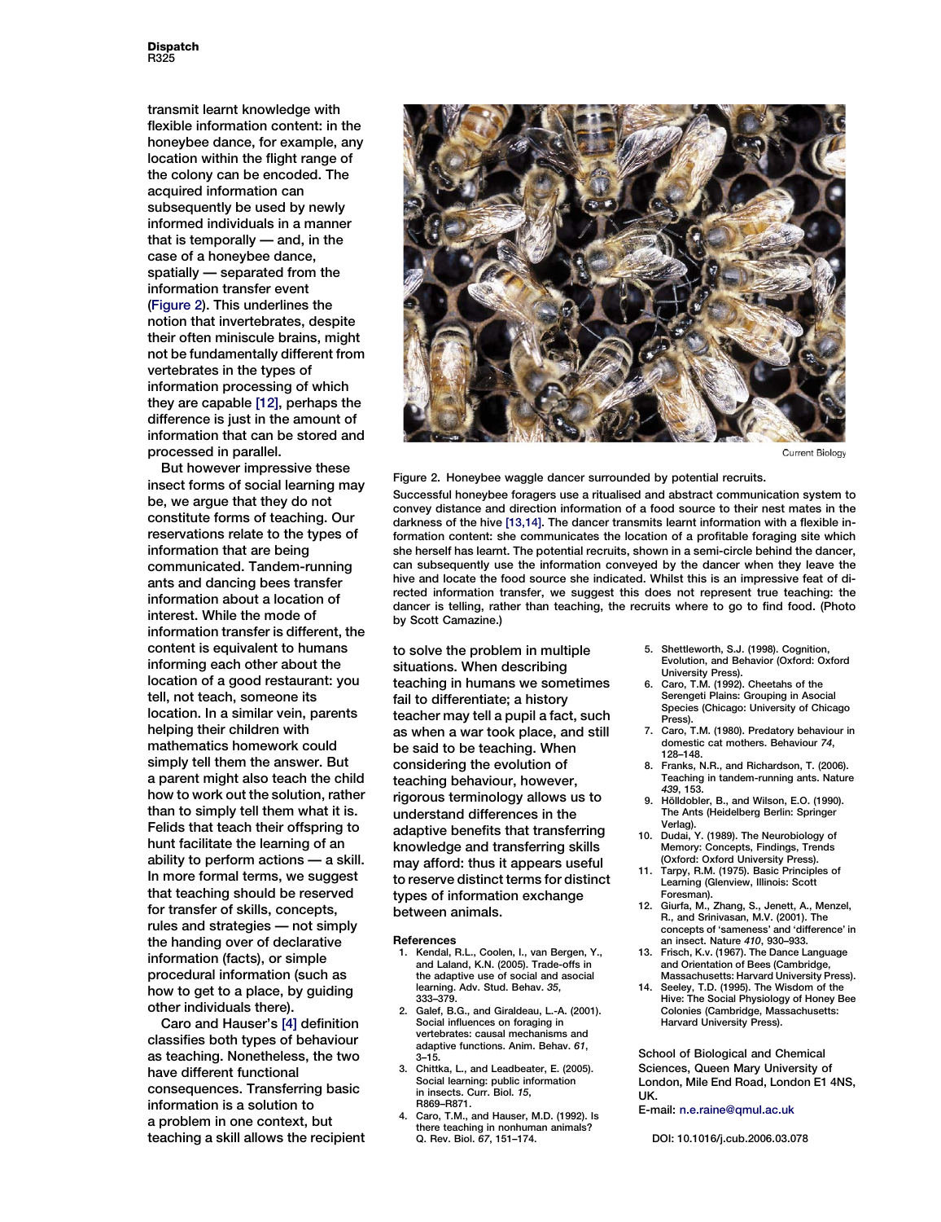transmit learnt knowledge with flexible information content: in the honeybee dance, for example, any location within the flight range of the colony can be encoded. The acquired information can subsequently be used by newly informed individuals in a manner that is temporally — and, in the case of a honeybee dance, spatially — separated from the information transfer event (Figure 2). This underlines the notion that invertebrates, despite their often miniscule brains, might not be fundamentally different from vertebrates in the types of information processing of which they are capable [12], perhaps the difference is just in the amount of information that can be stored and processed in parallel.

But however impressive these insect forms of social learning may be, we argue that they do not constitute forms of teaching. Our reservations relate to the types of information that are being communicated. Tandem-running ants and dancing bees transfer information about a location of interest. While the mode of information transfer is different, the content is equivalent to humans informing each other about the location of a good restaurant: you tell, not teach, someone its location. In a similar vein, parents helping their children with mathematics homework could simply tell them the answer. But a parent might also teach the child how to work out the solution, rather than to simply tell them what it is. Felids that teach their offspring to hunt facilitate the learning of an ability to perform actions — a skill. In more formal terms, we suggest that teaching should be reserved for transfer of skills, concepts, rules and strategies — not simply the handing over of declarative information (facts), or simple procedural information (such as how to get to a place, by guiding other individuals there).

Caro and Hauser's [4] definition classifies both types of behaviour as teaching. Nonetheless, the two have different functional consequences. Transferring basic information is a solution to a problem in one context, but teaching a skill allows the recipient to solve the problem in multiple situations. When describing teaching in humans we sometimes fail to differentiate; a history teacher may tell a pupil a fact, such as when a war took place, and still be said to be teaching. When considering the evolution of teaching behaviour, however, rigorous terminology allows us to understand differences in the adaptive benefits that transferring knowledge and transferring skills may afford: thus it appears useful to reserve distinct terms for distinct types of information exchange between animals.

Figure 2. Honeybee waggle dancer surrounded by potential recruits.

Successful honeybee foragers use a ritualised and abstract communication system to convey distance and direction information of a food source to their nest mates in the darkness of the hive [13,14]. The dancer transmits learnt information with a flexible information content: she communicates the location of a profitable foraging site which she herself has learnt. The potential recruits, shown in a semi-circle behind the dancer, can subsequently use the information conveyed by the dancer when they leave the hive and locate the food source she indicated. Whilst this is an impressive feat of directed information transfer, we suggest this does not represent true teaching: the dancer is telling, rather than teaching, the recruits where to go to find food. (Photo by Scott Camazine.)

## References

1. Kendal, R.L., Coolen, I., van Bergen, Y., and Laland, K.N. (2005). Trade-offs in the adaptive use of social and asocial learning. Adv. Stud. Behav. *35*, 333–379.
2. Galef, B.G., and Giraldeau, L.-A. (2001). Social influences on foraging in vertebrates: causal mechanisms and adaptive functions. Anim. Behav. *61*, 3–15.
3. Chittka, L., and Leadbeater, E. (2005). Social learning: public information in insects. Curr. Biol. *15*, R869–R871.
4. Caro, T.M., and Hauser, M.D. (1992). Is there teaching in nonhuman animals? Q. Rev. Biol. *67*, 151–174.
5. Shettleworth, S.J. (1998). Cognition, Evolution, and Behavior (Oxford: Oxford University Press).
6. Caro, T.M. (1992). Cheetahs of the Serengeti Plains: Grouping in Asocial Species (Chicago: University of Chicago Press).
7. Caro, T.M. (1980). Predatory behaviour in domestic cat mothers. Behaviour *74*, 128–148.
8. Franks, N.R., and Richardson, T. (2006). Teaching in tandem-running ants. Nature *439*, 153.
9. Hölldobler, B., and Wilson, E.O. (1990). The Ants (Heidelberg Berlin: Springer Verlag).
10. Dudai, Y. (1989). The Neurobiology of Memory: Concepts, Findings, Trends (Oxford: Oxford University Press).
11. Tarpy, R.M. (1975). Basic Principles of Learning (Glenview, Illinois: Scott Foresman).
12. Giurfa, M., Zhang, S., Jenett, A., Menzel, R., and Srinivasan, M.V. (2001). The concepts of 'sameness' and 'difference' in an insect. Nature *410*, 930–933.
13. Frisch, K.v. (1967). The Dance Language and Orientation of Bees (Cambridge, Massachusetts: Harvard University Press).
14. Seeley, T.D. (1995). The Wisdom of the Hive: The Social Physiology of Honey Bee Colonies (Cambridge, Massachusetts: Harvard University Press).

School of Biological and Chemical Sciences, Queen Mary University of London, Mile End Road, London E1 4NS, UK.

E-mail: n.e.raine@qmul.ac.uk

DOI: 10.1016/j.cub.2006.03.078